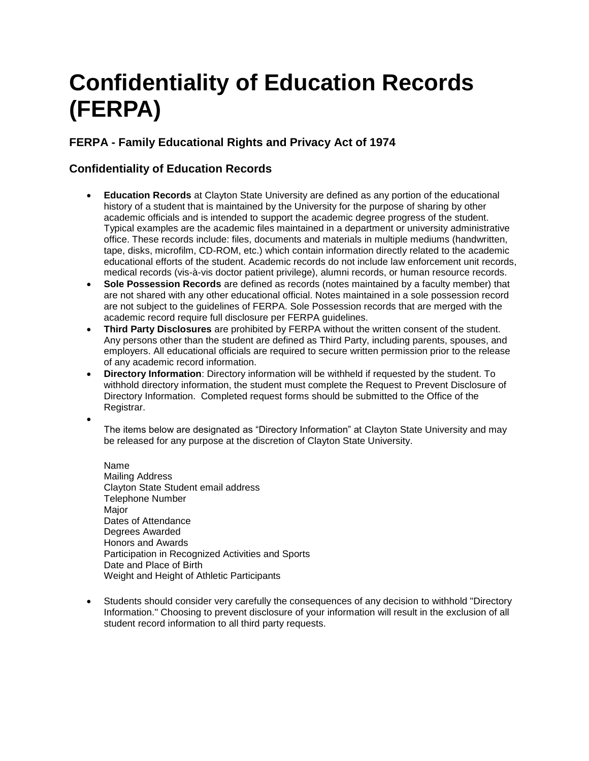# Confidentiality of Education Records (FERPA)

### FERPA - Family Educational Rights and Privacy Act of 1974

### Confidentiality of Education Records

- **Education Records** at Clayton State University are defined as any portion of the educational history of a student that is maintained by the University for the purpose of sharing by other academic officials and is intended to support the academic degree progress of the student. Typical examples are the academic files maintained in a department or university administrative office. These records include: files, documents and materials in multiple mediums (handwritten, tape, disks, microfilm, CD-ROM, etc.) which contain information directly related to the academic educational efforts of the student. Academic records do not include law enforcement unit records, medical records (vis-à-vis doctor patient privilege), alumni records, or human resource records.
- **Sole Possession Records** are defined as records (notes maintained by a faculty member) that are not shared with any other educational official. Notes maintained in a sole possession record are not subject to the guidelines of FERPA. Sole Possession records that are merged with the academic record require full disclosure per FERPA guidelines.
- **Third Party Disclosures** are prohibited by FERPA without the written consent of the student. Any persons other than the student are defined as Third Party, including parents, spouses, and employers. All educational officials are required to secure written permission prior to the release of any academic record information.
- **Directory Information**: Directory information will be withheld if requested by the student. To withhold directory information, the student must complete the Request to Prevent Disclosure of Directory Information. Completed request forms should be submitted to the Office of the Registrar.
- The items below are designated as "Directory Information" at Clayton State University and may be released for any purpose at the discretion of Clayton State University.

  Name
  Mailing Address
  Clayton State Student email address
  Telephone Number
  Major
  Dates of Attendance
  Degrees Awarded
  Honors and Awards
  Participation in Recognized Activities and Sports
  Date and Place of Birth
  Weight and Height of Athletic Participants

- Students should consider very carefully the consequences of any decision to withhold "Directory Information." Choosing to prevent disclosure of your information will result in the exclusion of all student record information to all third party requests.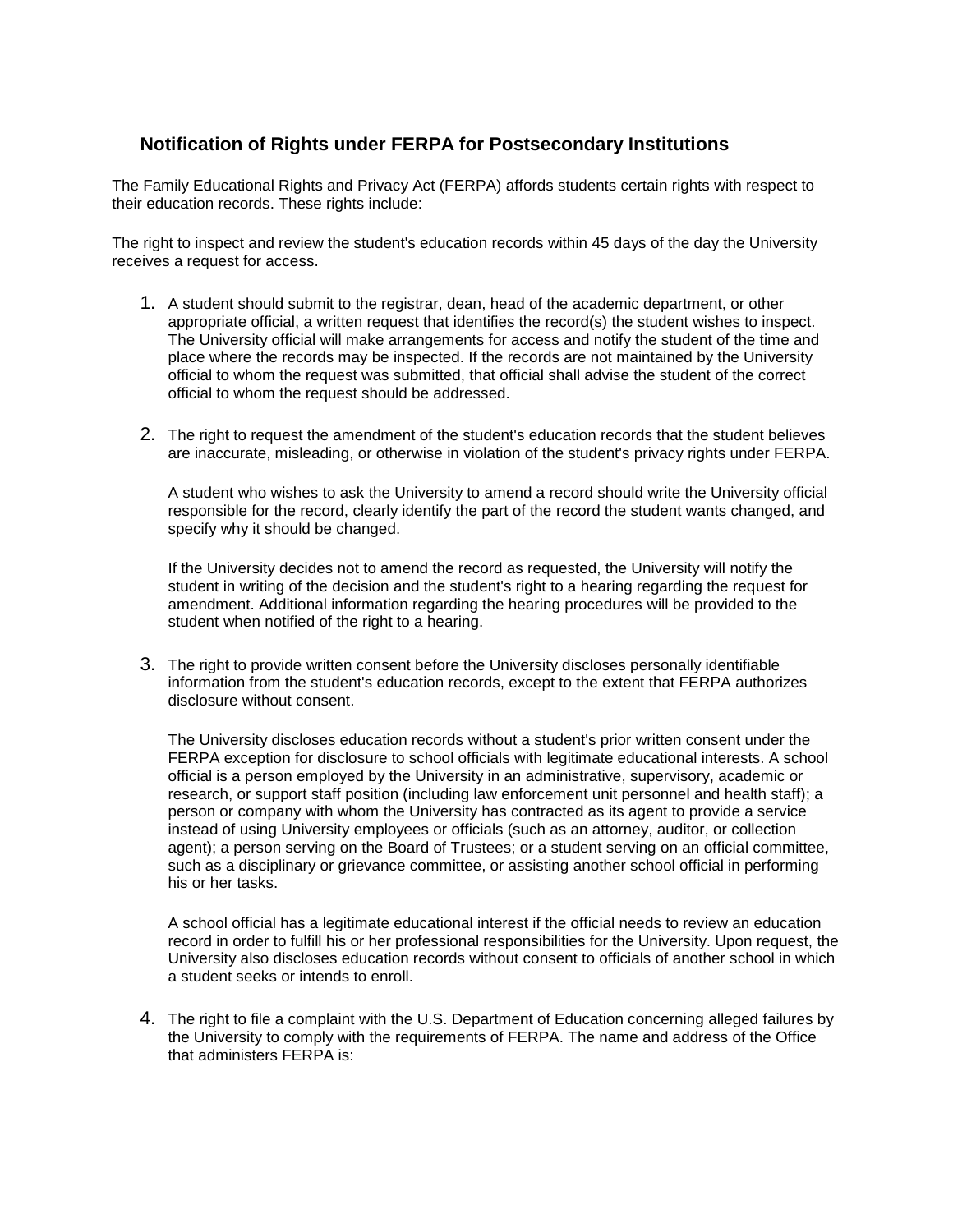## Notification of Rights under FERPA for Postsecondary Institutions

The Family Educational Rights and Privacy Act (FERPA) affords students certain rights with respect to their education records. These rights include:

The right to inspect and review the student's education records within 45 days of the day the University receives a request for access.

1. A student should submit to the registrar, dean, head of the academic department, or other appropriate official, a written request that identifies the record(s) the student wishes to inspect. The University official will make arrangements for access and notify the student of the time and place where the records may be inspected. If the records are not maintained by the University official to whom the request was submitted, that official shall advise the student of the correct official to whom the request should be addressed.

2. The right to request the amendment of the student's education records that the student believes are inaccurate, misleading, or otherwise in violation of the student's privacy rights under FERPA.

   A student who wishes to ask the University to amend a record should write the University official responsible for the record, clearly identify the part of the record the student wants changed, and specify why it should be changed.

   If the University decides not to amend the record as requested, the University will notify the student in writing of the decision and the student's right to a hearing regarding the request for amendment. Additional information regarding the hearing procedures will be provided to the student when notified of the right to a hearing.

3. The right to provide written consent before the University discloses personally identifiable information from the student's education records, except to the extent that FERPA authorizes disclosure without consent.

   The University discloses education records without a student's prior written consent under the FERPA exception for disclosure to school officials with legitimate educational interests. A school official is a person employed by the University in an administrative, supervisory, academic or research, or support staff position (including law enforcement unit personnel and health staff); a person or company with whom the University has contracted as its agent to provide a service instead of using University employees or officials (such as an attorney, auditor, or collection agent); a person serving on the Board of Trustees; or a student serving on an official committee, such as a disciplinary or grievance committee, or assisting another school official in performing his or her tasks.

   A school official has a legitimate educational interest if the official needs to review an education record in order to fulfill his or her professional responsibilities for the University. Upon request, the University also discloses education records without consent to officials of another school in which a student seeks or intends to enroll.

4. The right to file a complaint with the U.S. Department of Education concerning alleged failures by the University to comply with the requirements of FERPA. The name and address of the Office that administers FERPA is: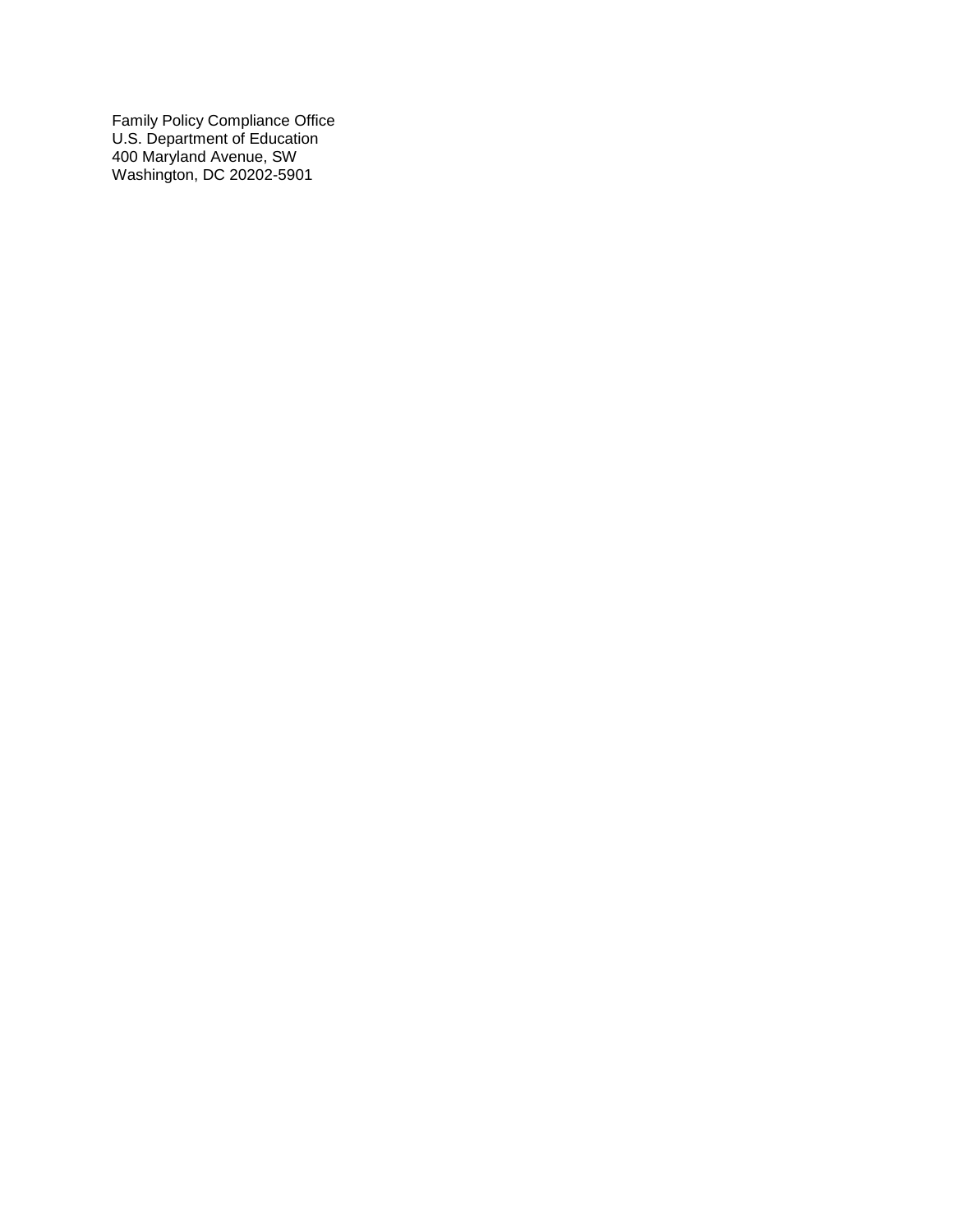Family Policy Compliance Office
U.S. Department of Education
400 Maryland Avenue, SW
Washington, DC 20202-5901